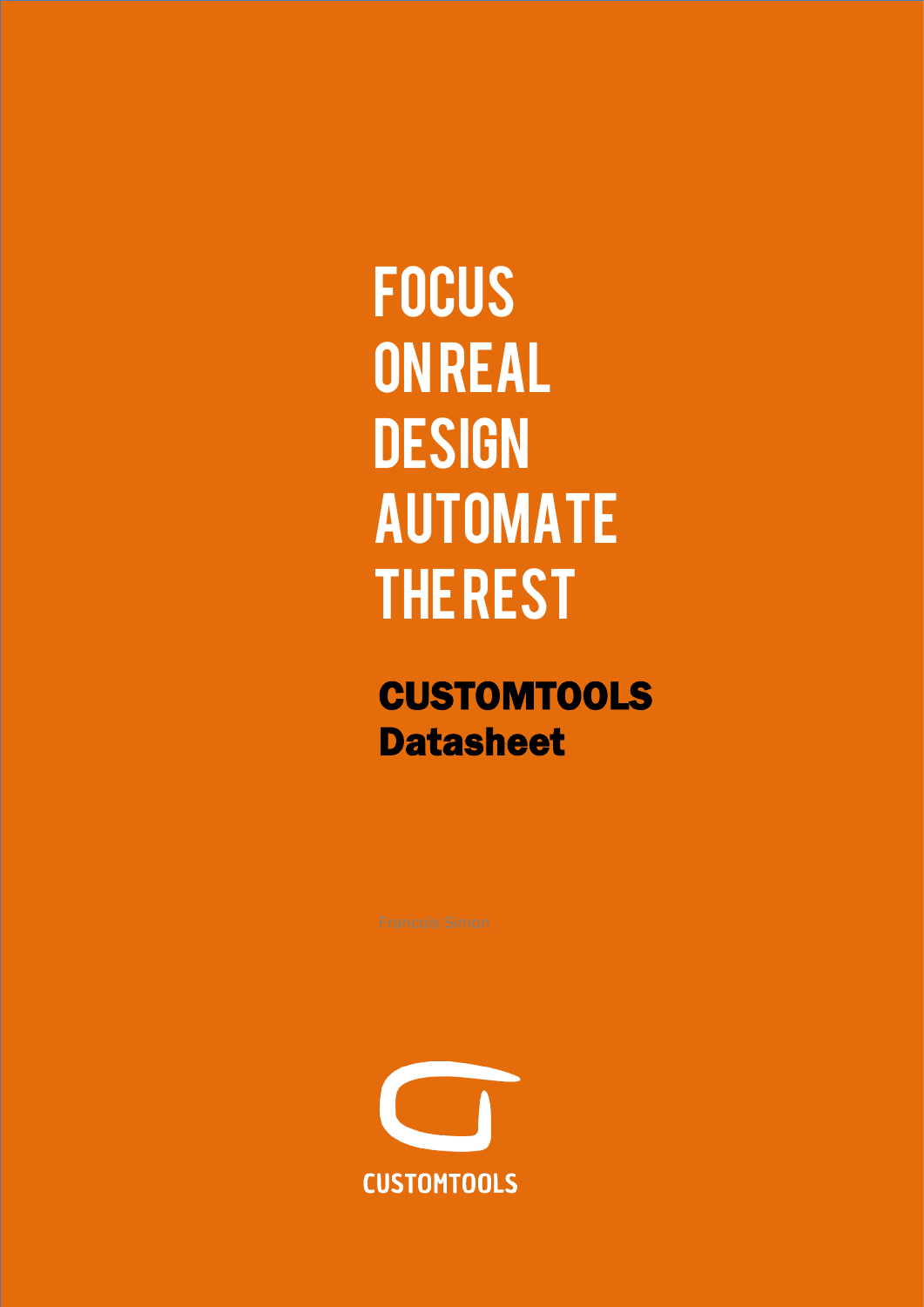# FOCUS ON REAL DESIGN AUTOMATE THE REST

## CUSTOMTOOLS Datasheet

François Simon

CUSTOMTOOLS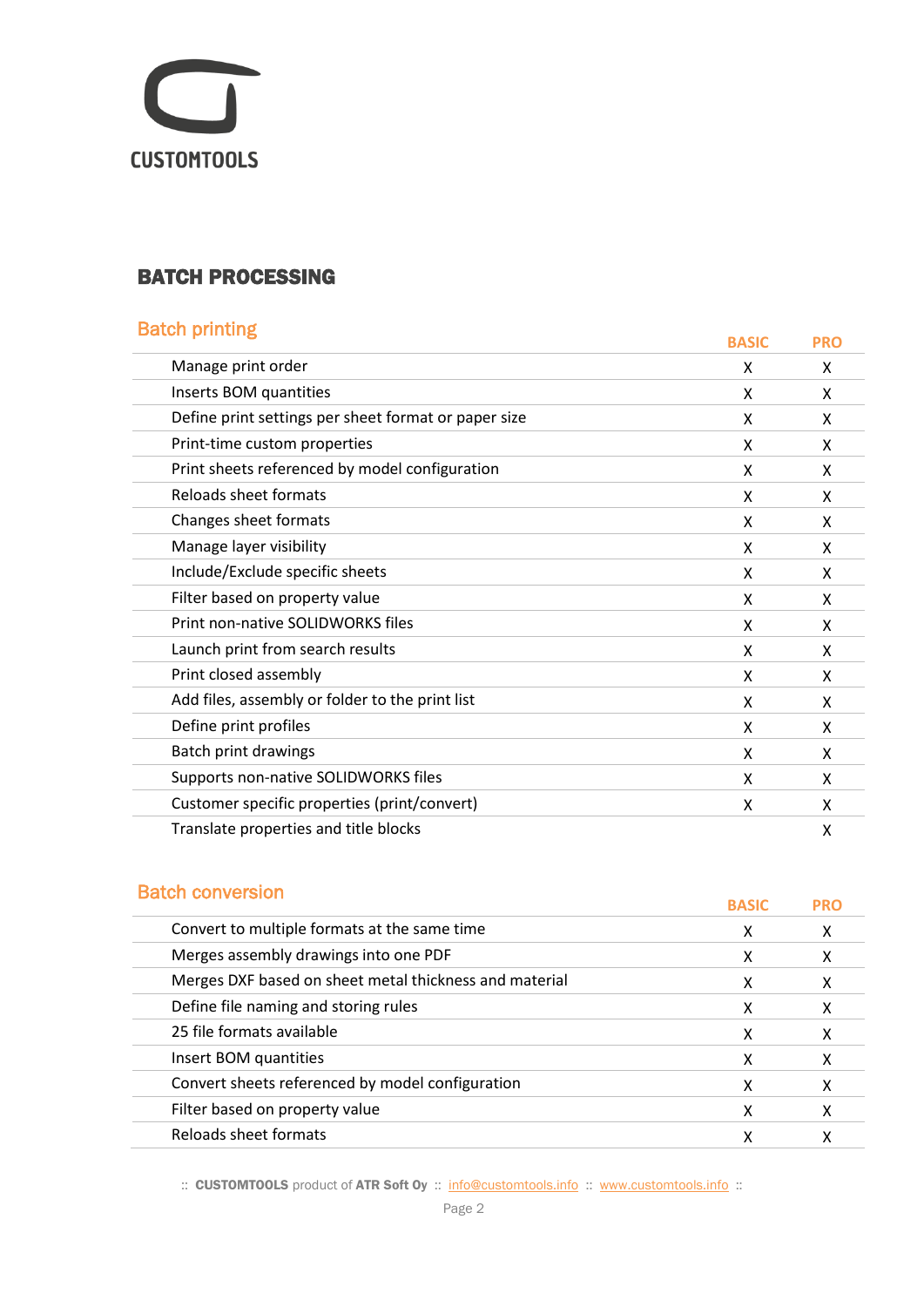CUSTOMTOOLS

# BATCH PROCESSING

## Batch printing

| | BASIC | PRO |
|---|---|---|
| Manage print order | X | X |
| Inserts BOM quantities | X | X |
| Define print settings per sheet format or paper size | X | X |
| Print-time custom properties | X | X |
| Print sheets referenced by model configuration | X | X |
| Reloads sheet formats | X | X |
| Changes sheet formats | X | X |
| Manage layer visibility | X | X |
| Include/Exclude specific sheets | X | X |
| Filter based on property value | X | X |
| Print non-native SOLIDWORKS files | X | X |
| Launch print from search results | X | X |
| Print closed assembly | X | X |
| Add files, assembly or folder to the print list | X | X |
| Define print profiles | X | X |
| Batch print drawings | X | X |
| Supports non-native SOLIDWORKS files | X | X |
| Customer specific properties (print/convert) | X | X |
| Translate properties and title blocks | | X |

## Batch conversion

| | BASIC | PRO |
|---|---|---|
| Convert to multiple formats at the same time | X | X |
| Merges assembly drawings into one PDF | X | X |
| Merges DXF based on sheet metal thickness and material | X | X |
| Define file naming and storing rules | X | X |
| 25 file formats available | X | X |
| Insert BOM quantities | X | X |
| Convert sheets referenced by model configuration | X | X |
| Filter based on property value | X | X |
| Reloads sheet formats | X | X |

:: **CUSTOMTOOLS** product of **ATR Soft Oy** :: info@customtools.info :: www.customtools.info ::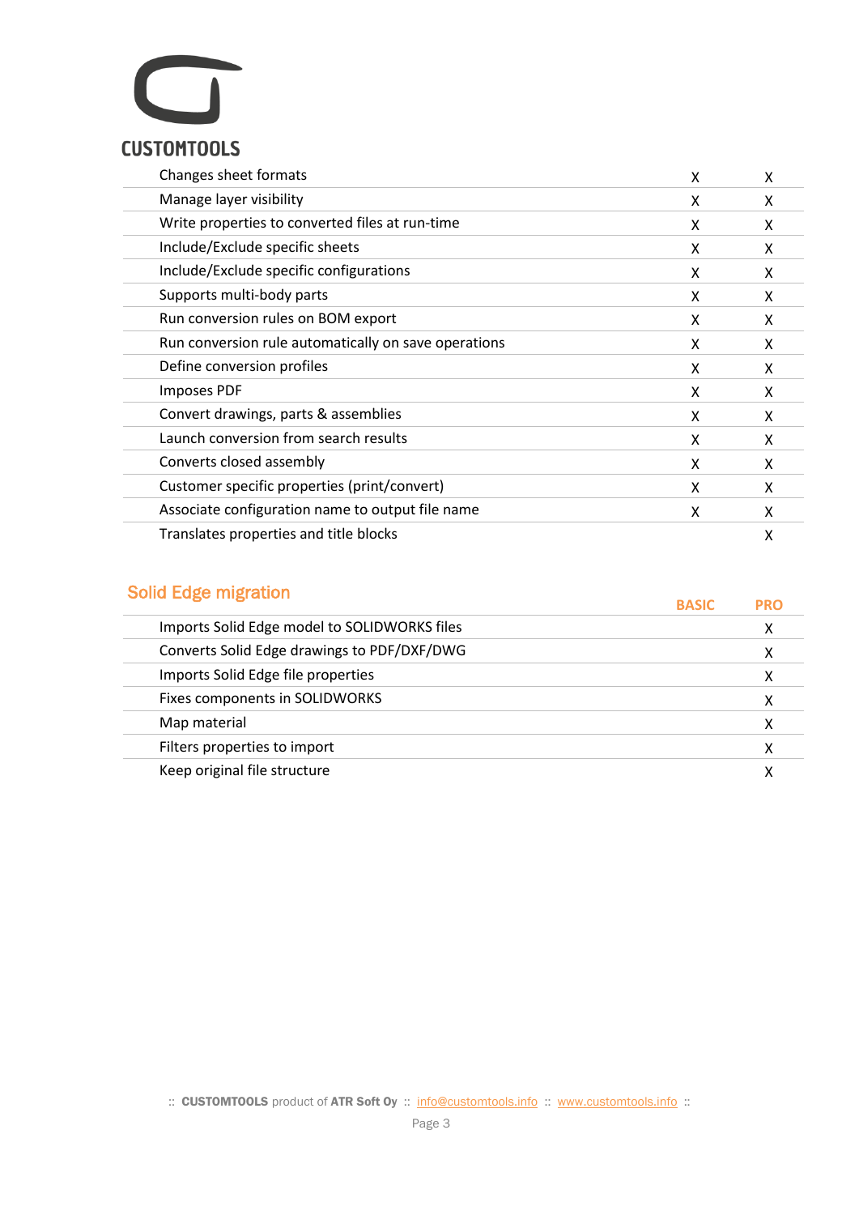CUSTOMTOOLS

| | | |
|---|---|---|
| Changes sheet formats | X | X |
| Manage layer visibility | X | X |
| Write properties to converted files at run-time | X | X |
| Include/Exclude specific sheets | X | X |
| Include/Exclude specific configurations | X | X |
| Supports multi-body parts | X | X |
| Run conversion rules on BOM export | X | X |
| Run conversion rule automatically on save operations | X | X |
| Define conversion profiles | X | X |
| Imposes PDF | X | X |
| Convert drawings, parts & assemblies | X | X |
| Launch conversion from search results | X | X |
| Converts closed assembly | X | X |
| Customer specific properties (print/convert) | X | X |
| Associate configuration name to output file name | X | X |
| Translates properties and title blocks | | X |

## Solid Edge migration

| | BASIC | PRO |
|---|---|---|
| Imports Solid Edge model to SOLIDWORKS files | | X |
| Converts Solid Edge drawings to PDF/DXF/DWG | | X |
| Imports Solid Edge file properties | | X |
| Fixes components in SOLIDWORKS | | X |
| Map material | | X |
| Filters properties to import | | X |
| Keep original file structure | | X |

:: **CUSTOMTOOLS** product of **ATR Soft Oy** :: info@customtools.info :: www.customtools.info ::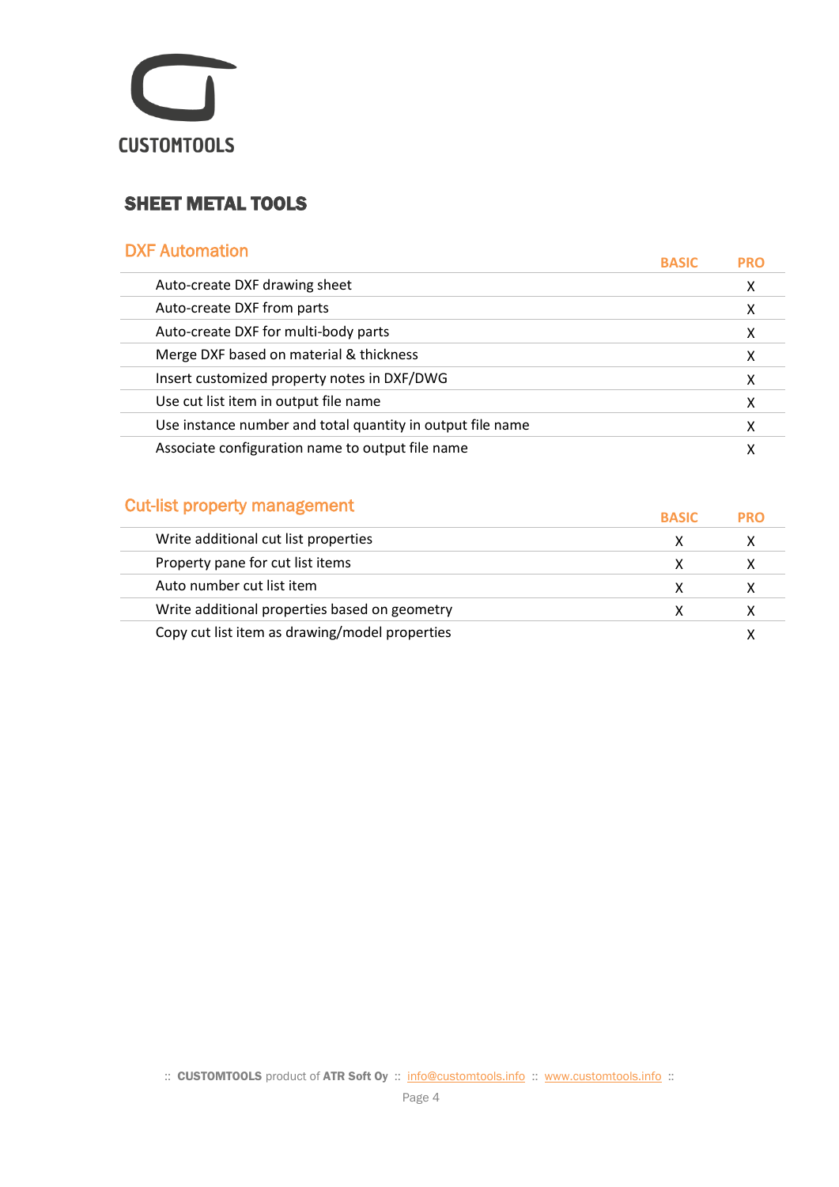CUSTOMTOOLS

# SHEET METAL TOOLS

## DXF Automation

| | BASIC | PRO |
|---|---|---|
| Auto-create DXF drawing sheet | | X |
| Auto-create DXF from parts | | X |
| Auto-create DXF for multi-body parts | | X |
| Merge DXF based on material & thickness | | X |
| Insert customized property notes in DXF/DWG | | X |
| Use cut list item in output file name | | X |
| Use instance number and total quantity in output file name | | X |
| Associate configuration name to output file name | | X |

## Cut-list property management

| | BASIC | PRO |
|---|---|---|
| Write additional cut list properties | X | X |
| Property pane for cut list items | X | X |
| Auto number cut list item | X | X |
| Write additional properties based on geometry | X | X |
| Copy cut list item as drawing/model properties | | X |

:: **CUSTOMTOOLS** product of **ATR Soft Oy** :: info@customtools.info :: www.customtools.info ::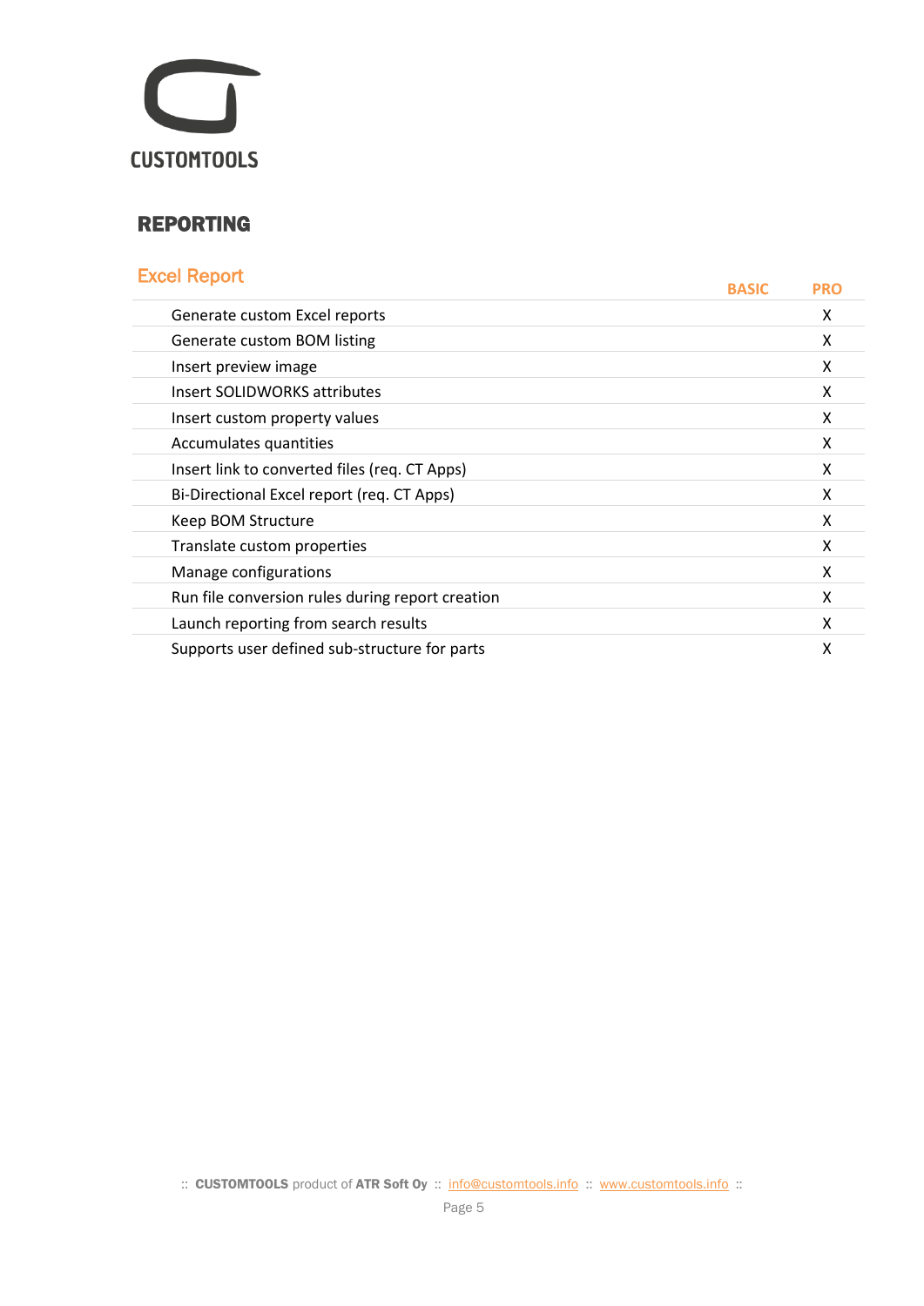CUSTOMTOOLS

# REPORTING

## Excel Report

| | BASIC | PRO |
|---|---|---|
| Generate custom Excel reports | | X |
| Generate custom BOM listing | | X |
| Insert preview image | | X |
| Insert SOLIDWORKS attributes | | X |
| Insert custom property values | | X |
| Accumulates quantities | | X |
| Insert link to converted files (req. CT Apps) | | X |
| Bi-Directional Excel report (req. CT Apps) | | X |
| Keep BOM Structure | | X |
| Translate custom properties | | X |
| Manage configurations | | X |
| Run file conversion rules during report creation | | X |
| Launch reporting from search results | | X |
| Supports user defined sub-structure for parts | | X |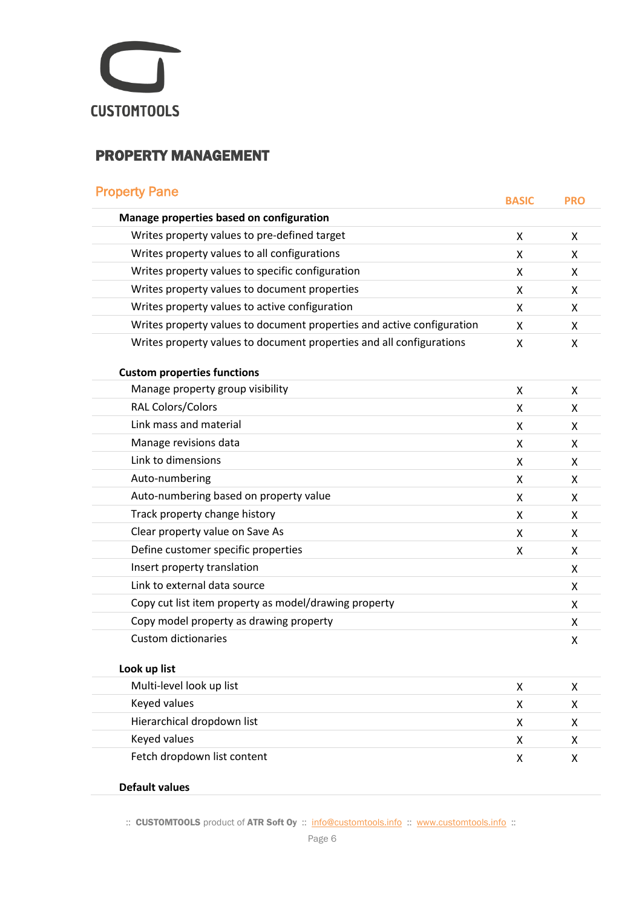CUSTOMTOOLS

# PROPERTY MANAGEMENT

## Property Pane

| | BASIC | PRO |
|---|---|---|
| **Manage properties based on configuration** | | |
| Writes property values to pre-defined target | X | X |
| Writes property values to all configurations | X | X |
| Writes property values to specific configuration | X | X |
| Writes property values to document properties | X | X |
| Writes property values to active configuration | X | X |
| Writes property values to document properties and active configuration | X | X |
| Writes property values to document properties and all configurations | X | X |
| **Custom properties functions** | | |
| Manage property group visibility | X | X |
| RAL Colors/Colors | X | X |
| Link mass and material | X | X |
| Manage revisions data | X | X |
| Link to dimensions | X | X |
| Auto-numbering | X | X |
| Auto-numbering based on property value | X | X |
| Track property change history | X | X |
| Clear property value on Save As | X | X |
| Define customer specific properties | X | X |
| Insert property translation | | X |
| Link to external data source | | X |
| Copy cut list item property as model/drawing property | | X |
| Copy model property as drawing property | | X |
| Custom dictionaries | | X |
| **Look up list** | | |
| Multi-level look up list | X | X |
| Keyed values | X | X |
| Hierarchical dropdown list | X | X |
| Keyed values | X | X |
| Fetch dropdown list content | X | X |
| **Default values** | | |

:: **CUSTOMTOOLS** product of **ATR Soft Oy** :: info@customtools.info :: www.customtools.info ::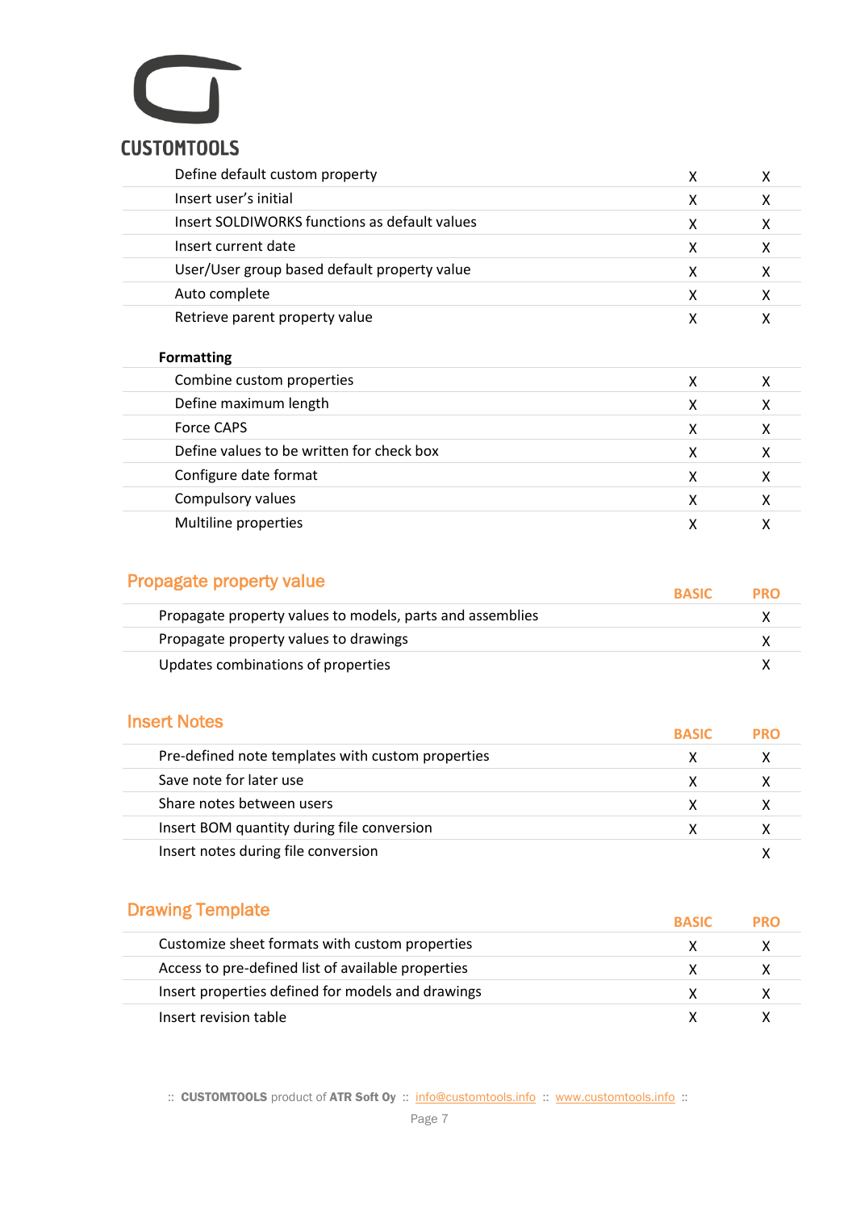CUSTOMTOOLS

| | BASIC | PRO |
|---|---|---|
| Define default custom property | X | X |
| Insert user's initial | X | X |
| Insert SOLDIWORKS functions as default values | X | X |
| Insert current date | X | X |
| User/User group based default property value | X | X |
| Auto complete | X | X |
| Retrieve parent property value | X | X |
| **Formatting** | | |
| Combine custom properties | X | X |
| Define maximum length | X | X |
| Force CAPS | X | X |
| Define values to be written for check box | X | X |
| Configure date format | X | X |
| Compulsory values | X | X |
| Multiline properties | X | X |

## Propagate property value

| | BASIC | PRO |
|---|---|---|
| Propagate property values to models, parts and assemblies | | X |
| Propagate property values to drawings | | X |
| Updates combinations of properties | | X |

## Insert Notes

| | BASIC | PRO |
|---|---|---|
| Pre-defined note templates with custom properties | X | X |
| Save note for later use | X | X |
| Share notes between users | X | X |
| Insert BOM quantity during file conversion | X | X |
| Insert notes during file conversion | | X |

## Drawing Template

| | BASIC | PRO |
|---|---|---|
| Customize sheet formats with custom properties | X | X |
| Access to pre-defined list of available properties | X | X |
| Insert properties defined for models and drawings | X | X |
| Insert revision table | X | X |

:: **CUSTOMTOOLS** product of **ATR Soft Oy** :: info@customtools.info :: www.customtools.info ::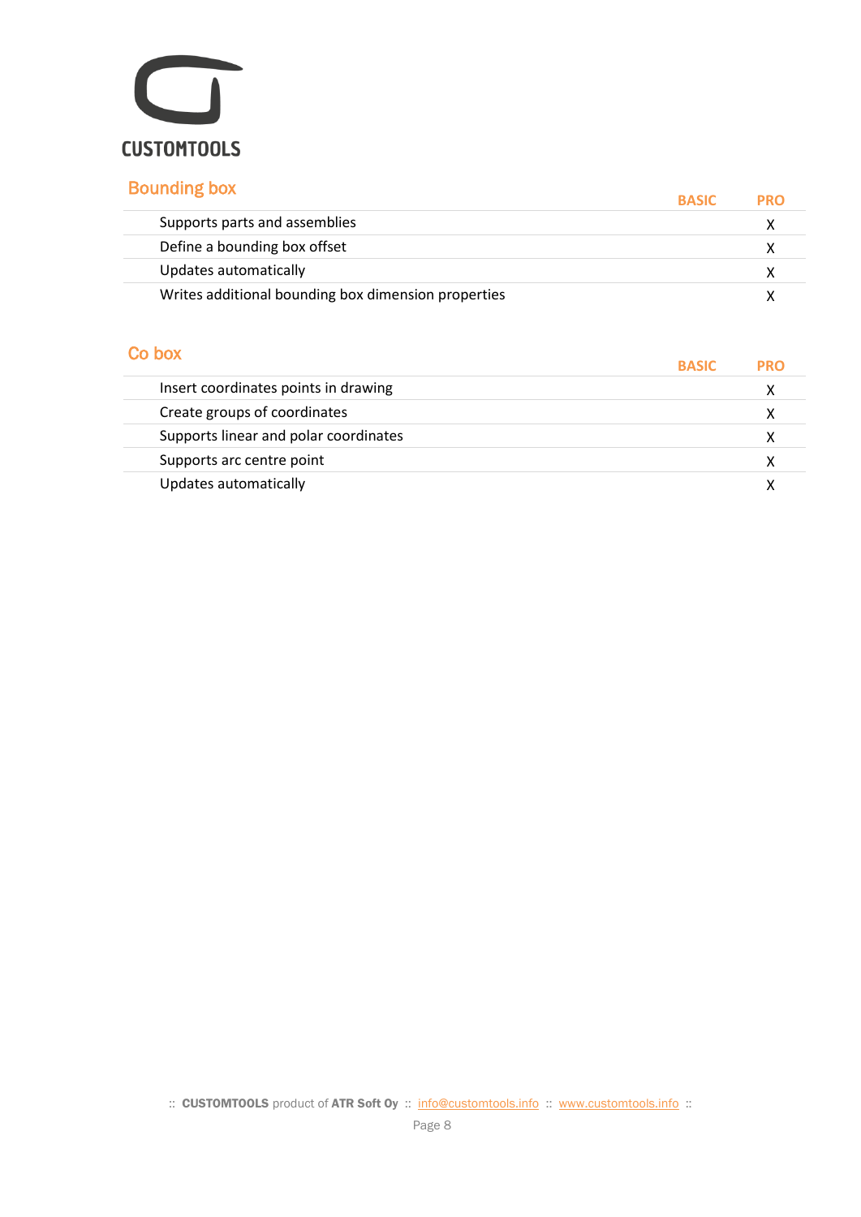## Bounding box

| | BASIC | PRO |
|---|---|---|
| Supports parts and assemblies | | X |
| Define a bounding box offset | | X |
| Updates automatically | | X |
| Writes additional bounding box dimension properties | | X |

## Co box

| | BASIC | PRO |
|---|---|---|
| Insert coordinates points in drawing | | X |
| Create groups of coordinates | | X |
| Supports linear and polar coordinates | | X |
| Supports arc centre point | | X |
| Updates automatically | | X |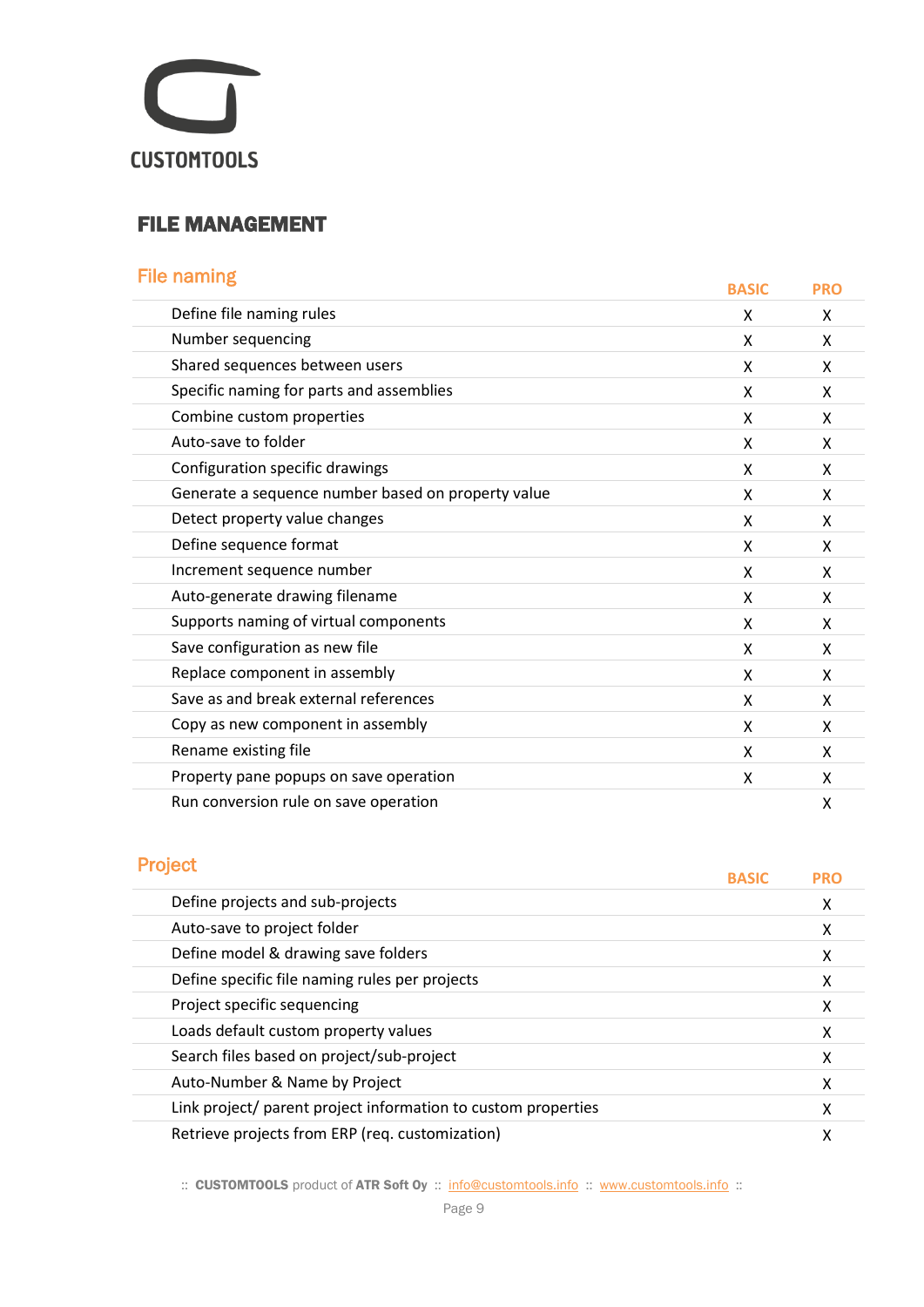CUSTOMTOOLS

# FILE MANAGEMENT

## File naming

| | BASIC | PRO |
|---|---|---|
| Define file naming rules | X | X |
| Number sequencing | X | X |
| Shared sequences between users | X | X |
| Specific naming for parts and assemblies | X | X |
| Combine custom properties | X | X |
| Auto-save to folder | X | X |
| Configuration specific drawings | X | X |
| Generate a sequence number based on property value | X | X |
| Detect property value changes | X | X |
| Define sequence format | X | X |
| Increment sequence number | X | X |
| Auto-generate drawing filename | X | X |
| Supports naming of virtual components | X | X |
| Save configuration as new file | X | X |
| Replace component in assembly | X | X |
| Save as and break external references | X | X |
| Copy as new component in assembly | X | X |
| Rename existing file | X | X |
| Property pane popups on save operation | X | X |
| Run conversion rule on save operation | | X |

## Project

| | BASIC | PRO |
|---|---|---|
| Define projects and sub-projects | | X |
| Auto-save to project folder | | X |
| Define model & drawing save folders | | X |
| Define specific file naming rules per projects | | X |
| Project specific sequencing | | X |
| Loads default custom property values | | X |
| Search files based on project/sub-project | | X |
| Auto-Number & Name by Project | | X |
| Link project/ parent project information to custom properties | | X |
| Retrieve projects from ERP (req. customization) | | X |

:: **CUSTOMTOOLS** product of **ATR Soft Oy** :: info@customtools.info :: www.customtools.info ::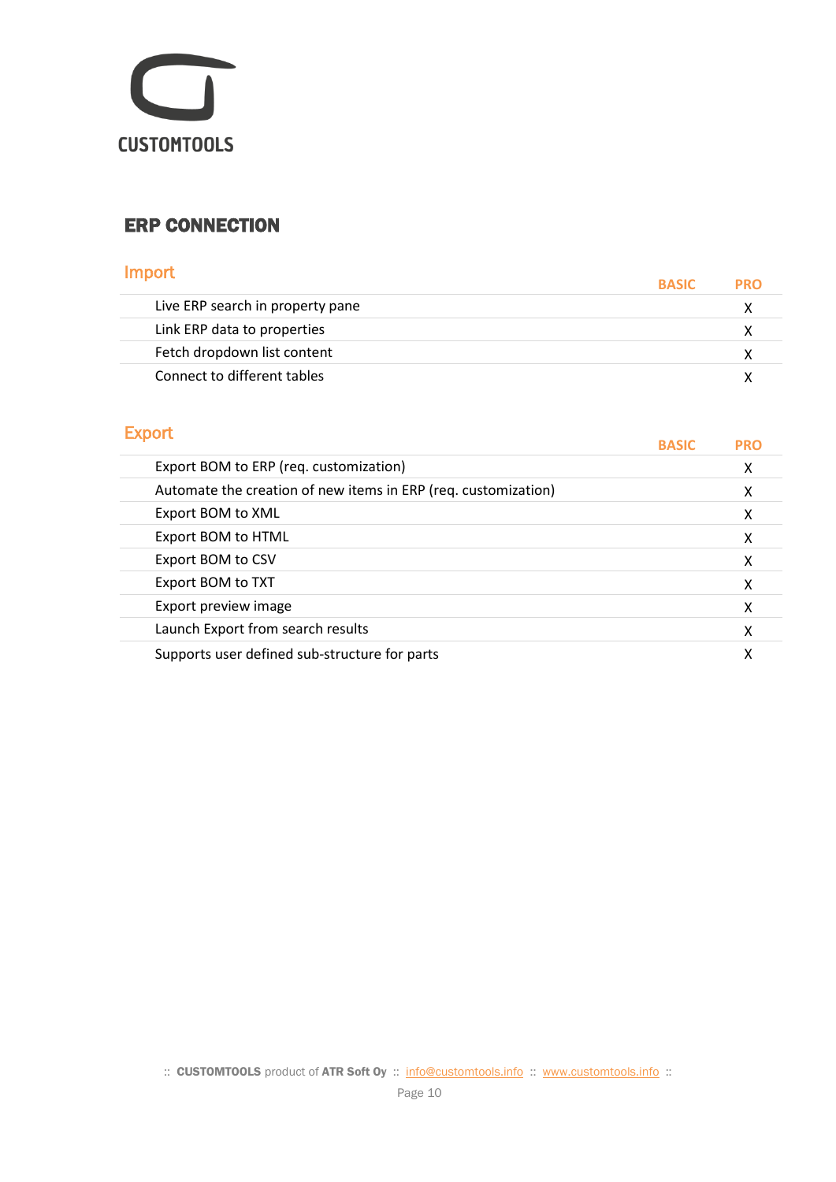CUSTOMTOOLS

## ERP CONNECTION

### Import

| | BASIC | PRO |
|---|---|---|
| Live ERP search in property pane | | X |
| Link ERP data to properties | | X |
| Fetch dropdown list content | | X |
| Connect to different tables | | X |

### Export

| | BASIC | PRO |
|---|---|---|
| Export BOM to ERP (req. customization) | | X |
| Automate the creation of new items in ERP (req. customization) | | X |
| Export BOM to XML | | X |
| Export BOM to HTML | | X |
| Export BOM to CSV | | X |
| Export BOM to TXT | | X |
| Export preview image | | X |
| Launch Export from search results | | X |
| Supports user defined sub-structure for parts | | X |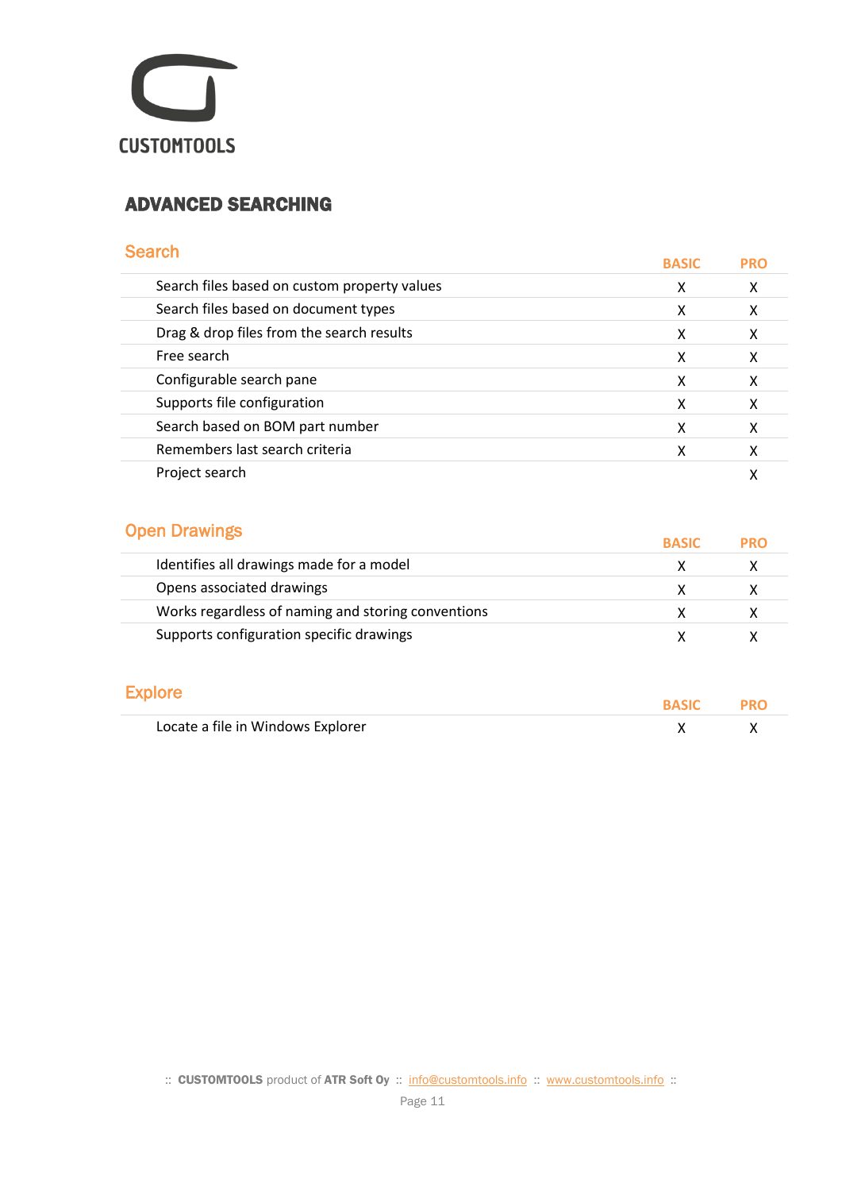CUSTOMTOOLS

# ADVANCED SEARCHING

## Search

| | BASIC | PRO |
|---|---|---|
| Search files based on custom property values | X | X |
| Search files based on document types | X | X |
| Drag & drop files from the search results | X | X |
| Free search | X | X |
| Configurable search pane | X | X |
| Supports file configuration | X | X |
| Search based on BOM part number | X | X |
| Remembers last search criteria | X | X |
| Project search | | X |

## Open Drawings

| | BASIC | PRO |
|---|---|---|
| Identifies all drawings made for a model | X | X |
| Opens associated drawings | X | X |
| Works regardless of naming and storing conventions | X | X |
| Supports configuration specific drawings | X | X |

## Explore

| | BASIC | PRO |
|---|---|---|
| Locate a file in Windows Explorer | X | X |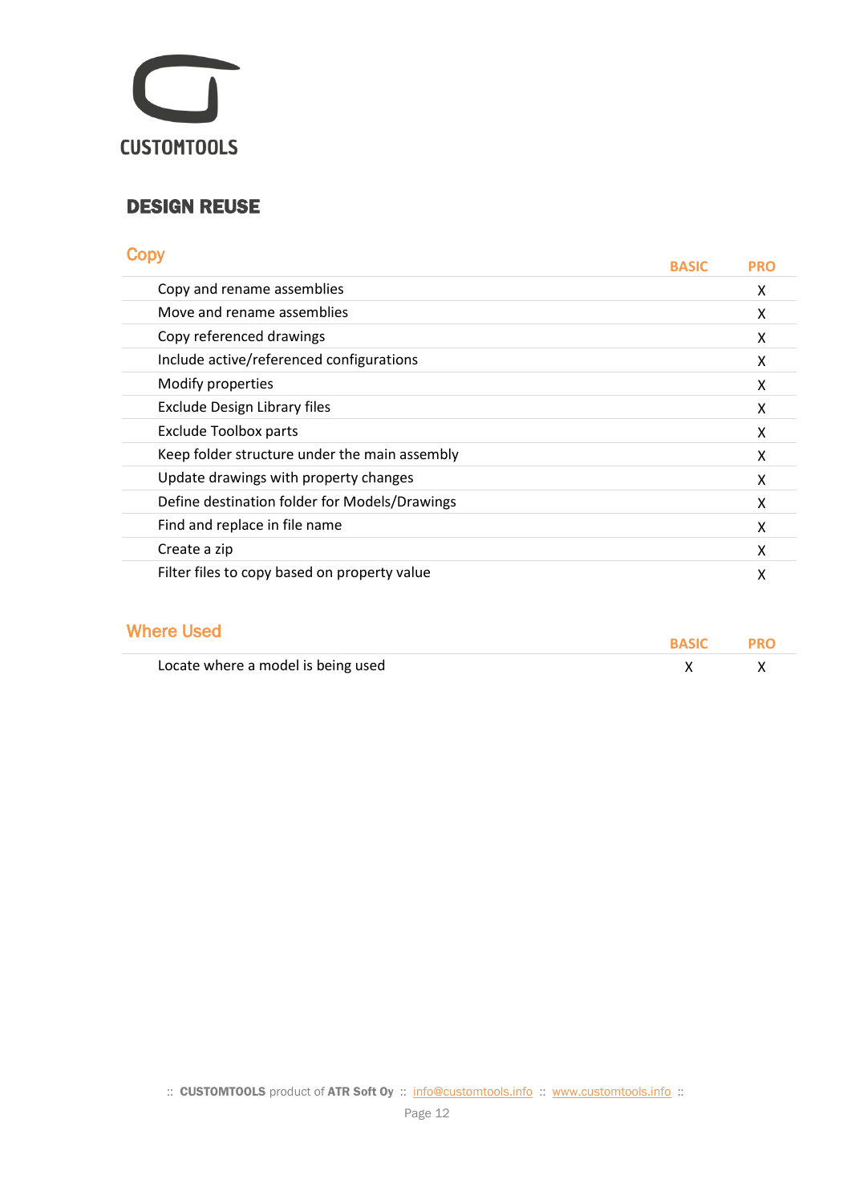CUSTOMTOOLS

# DESIGN REUSE

## Copy

| | BASIC | PRO |
|---|---|---|
| Copy and rename assemblies | | X |
| Move and rename assemblies | | X |
| Copy referenced drawings | | X |
| Include active/referenced configurations | | X |
| Modify properties | | X |
| Exclude Design Library files | | X |
| Exclude Toolbox parts | | X |
| Keep folder structure under the main assembly | | X |
| Update drawings with property changes | | X |
| Define destination folder for Models/Drawings | | X |
| Find and replace in file name | | X |
| Create a zip | | X |
| Filter files to copy based on property value | | X |

## Where Used

| | BASIC | PRO |
|---|---|---|
| Locate where a model is being used | X | X |

:: **CUSTOMTOOLS** product of **ATR Soft Oy** :: info@customtools.info :: www.customtools.info ::